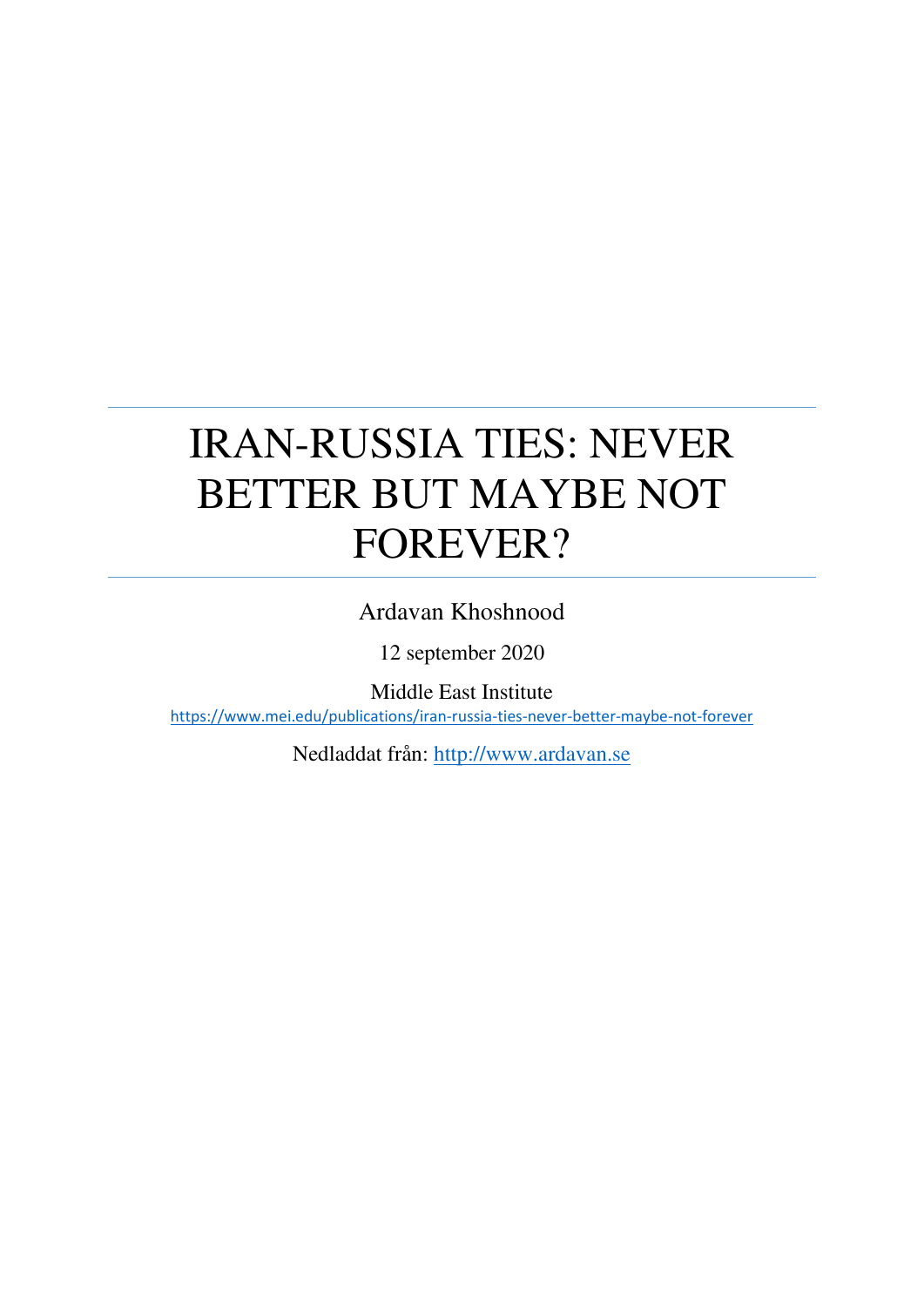# IRAN-RUSSIA TIES: NEVER BETTER BUT MAYBE NOT FOREVER?

Ardavan Khoshnood

12 september 2020

Middle East Institute

https://www.mei.edu/publications/iran-russia-ties-never-better-maybe-not-forever

Nedladdat från: http://www.ardavan.se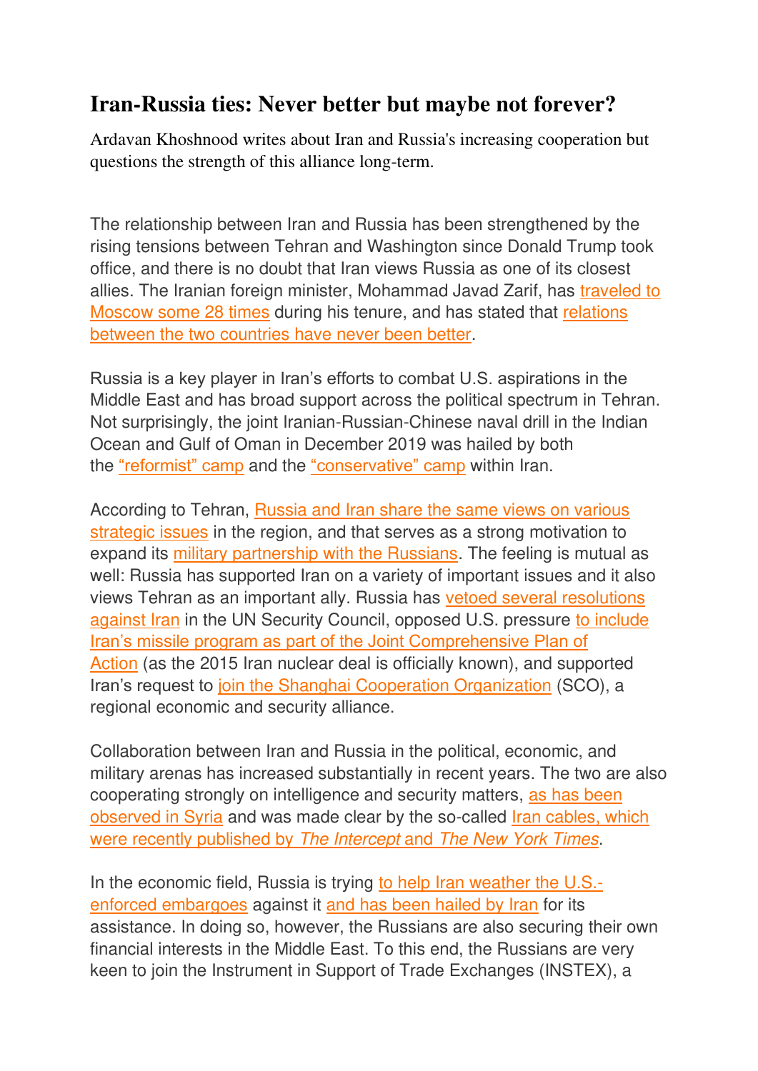## Iran-Russia ties: Never better but maybe not forever?

Ardavan Khoshnood writes about Iran and Russia's increasing cooperation but questions the strength of this alliance long-term.

The relationship between Iran and Russia has been strengthened by the rising tensions between Tehran and Washington since Donald Trump took office, and there is no doubt that Iran views Russia as one of its closest allies. The Iranian foreign minister, Mohammad Javad Zarif, has traveled to Moscow some 28 times during his tenure, and has stated that relations between the two countries have never been better.

Russia is a key player in Iran's efforts to combat U.S. aspirations in the Middle East and has broad support across the political spectrum in Tehran. Not surprisingly, the joint Iranian-Russian-Chinese naval drill in the Indian Ocean and Gulf of Oman in December 2019 was hailed by both the "reformist" camp and the "conservative" camp within Iran.

According to Tehran, Russia and Iran share the same views on various strategic issues in the region, and that serves as a strong motivation to expand its military partnership with the Russians. The feeling is mutual as well: Russia has supported Iran on a variety of important issues and it also views Tehran as an important ally. Russia has vetoed several resolutions against Iran in the UN Security Council, opposed U.S. pressure to include Iran's missile program as part of the Joint Comprehensive Plan of Action (as the 2015 Iran nuclear deal is officially known), and supported Iran's request to join the Shanghai Cooperation Organization (SCO), a regional economic and security alliance.

Collaboration between Iran and Russia in the political, economic, and military arenas has increased substantially in recent years. The two are also cooperating strongly on intelligence and security matters, as has been observed in Syria and was made clear by the so-called Iran cables, which were recently published by *The Intercept* and *The New York Times*.

In the economic field, Russia is trying to help Iran weather the U.S.-enforced embargoes against it and has been hailed by Iran for its assistance. In doing so, however, the Russians are also securing their own financial interests in the Middle East. To this end, the Russians are very keen to join the Instrument in Support of Trade Exchanges (INSTEX), a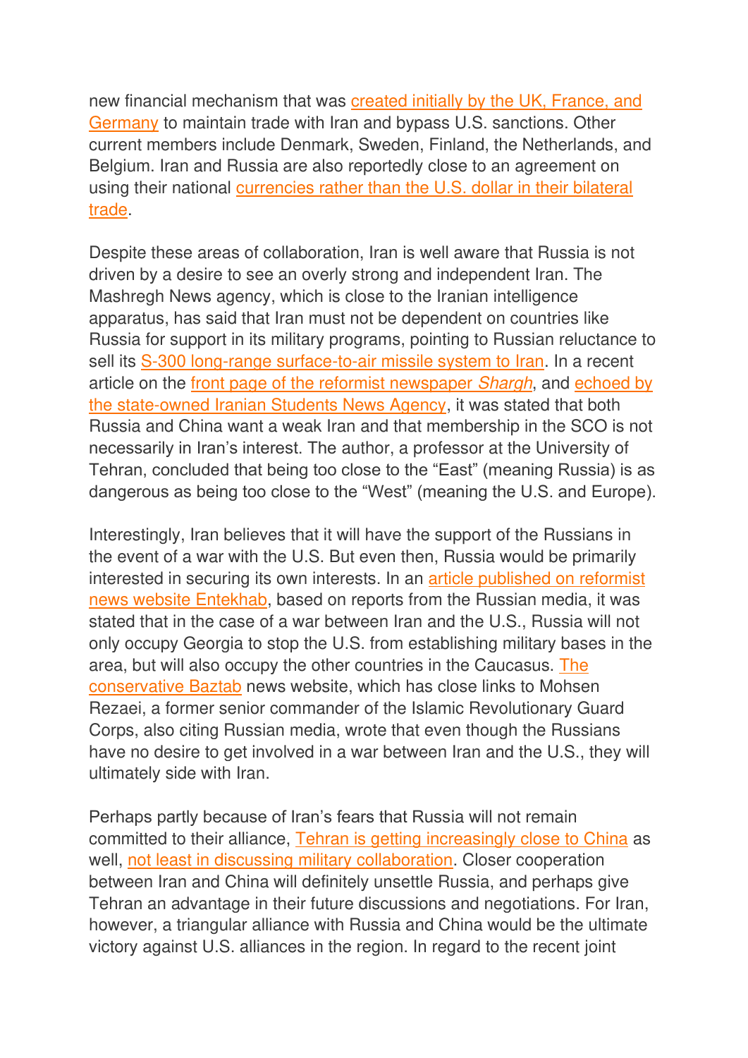new financial mechanism that was created initially by the UK, France, and Germany to maintain trade with Iran and bypass U.S. sanctions. Other current members include Denmark, Sweden, Finland, the Netherlands, and Belgium. Iran and Russia are also reportedly close to an agreement on using their national currencies rather than the U.S. dollar in their bilateral trade.

Despite these areas of collaboration, Iran is well aware that Russia is not driven by a desire to see an overly strong and independent Iran. The Mashregh News agency, which is close to the Iranian intelligence apparatus, has said that Iran must not be dependent on countries like Russia for support in its military programs, pointing to Russian reluctance to sell its S-300 long-range surface-to-air missile system to Iran. In a recent article on the front page of the reformist newspaper *Shargh*, and echoed by the state-owned Iranian Students News Agency, it was stated that both Russia and China want a weak Iran and that membership in the SCO is not necessarily in Iran's interest. The author, a professor at the University of Tehran, concluded that being too close to the "East" (meaning Russia) is as dangerous as being too close to the "West" (meaning the U.S. and Europe).

Interestingly, Iran believes that it will have the support of the Russians in the event of a war with the U.S. But even then, Russia would be primarily interested in securing its own interests. In an article published on reformist news website Entekhab, based on reports from the Russian media, it was stated that in the case of a war between Iran and the U.S., Russia will not only occupy Georgia to stop the U.S. from establishing military bases in the area, but will also occupy the other countries in the Caucasus. The conservative Baztab news website, which has close links to Mohsen Rezaei, a former senior commander of the Islamic Revolutionary Guard Corps, also citing Russian media, wrote that even though the Russians have no desire to get involved in a war between Iran and the U.S., they will ultimately side with Iran.

Perhaps partly because of Iran's fears that Russia will not remain committed to their alliance, Tehran is getting increasingly close to China as well, not least in discussing military collaboration. Closer cooperation between Iran and China will definitely unsettle Russia, and perhaps give Tehran an advantage in their future discussions and negotiations. For Iran, however, a triangular alliance with Russia and China would be the ultimate victory against U.S. alliances in the region. In regard to the recent joint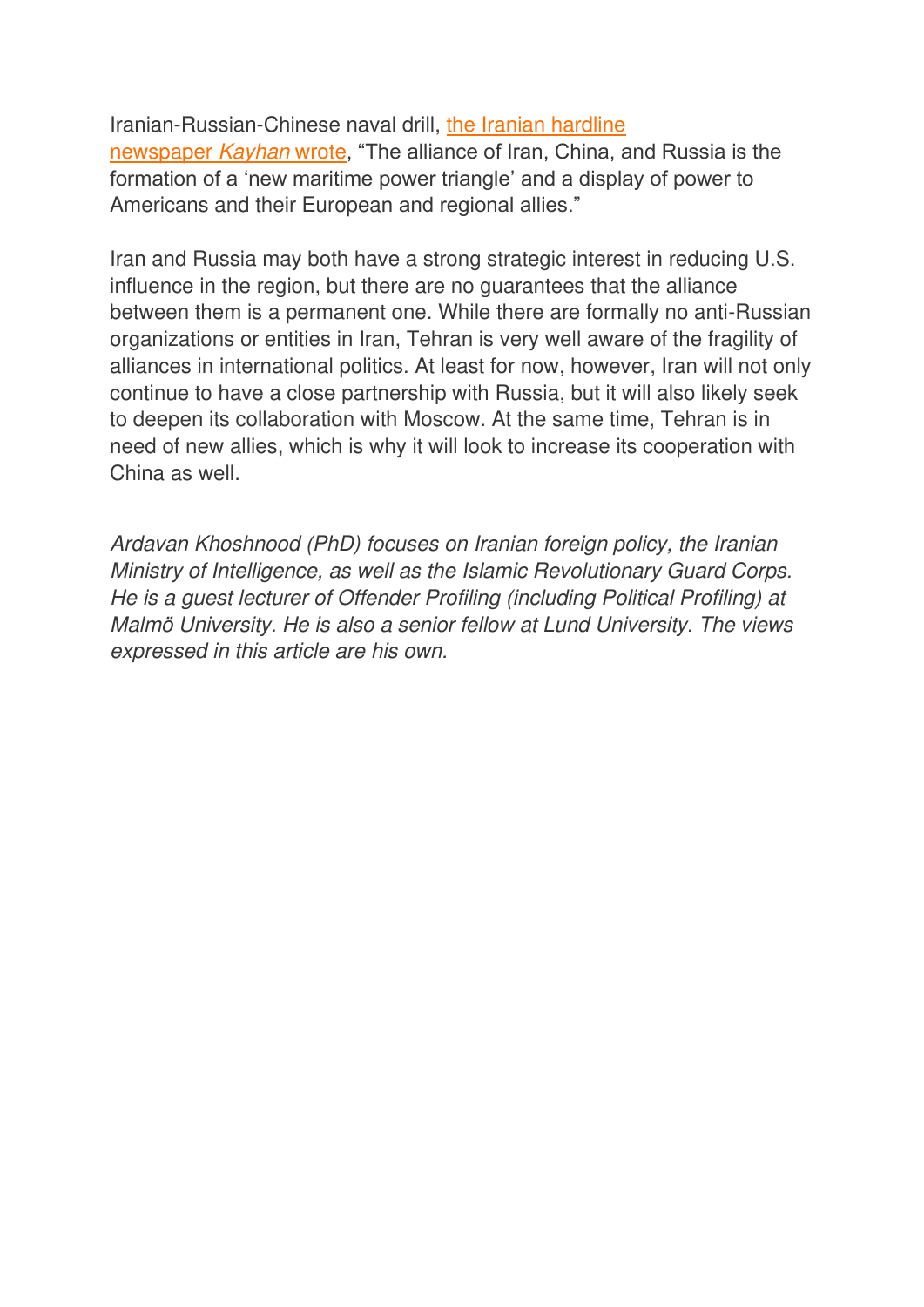Iranian-Russian-Chinese naval drill, the Iranian hardline newspaper *Kayhan* wrote, "The alliance of Iran, China, and Russia is the formation of a 'new maritime power triangle' and a display of power to Americans and their European and regional allies."

Iran and Russia may both have a strong strategic interest in reducing U.S. influence in the region, but there are no guarantees that the alliance between them is a permanent one. While there are formally no anti-Russian organizations or entities in Iran, Tehran is very well aware of the fragility of alliances in international politics. At least for now, however, Iran will not only continue to have a close partnership with Russia, but it will also likely seek to deepen its collaboration with Moscow. At the same time, Tehran is in need of new allies, which is why it will look to increase its cooperation with China as well.

*Ardavan Khoshnood (PhD) focuses on Iranian foreign policy, the Iranian Ministry of Intelligence, as well as the Islamic Revolutionary Guard Corps. He is a guest lecturer of Offender Profiling (including Political Profiling) at Malmö University. He is also a senior fellow at Lund University. The views expressed in this article are his own.*